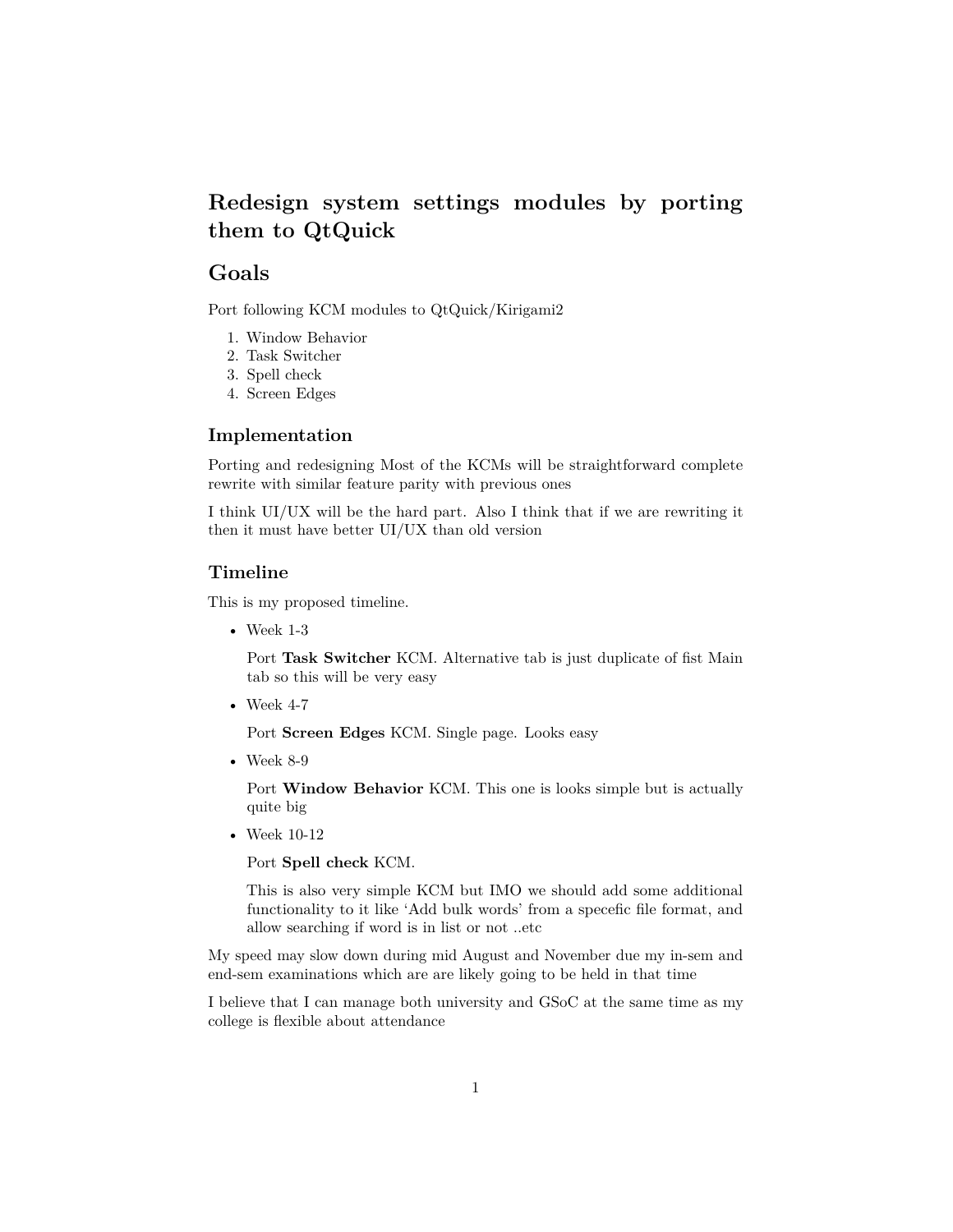# Redesign system settings modules by porting them to QtQuick

# Goals

Port following KCM modules to QtQuick/Kirigami2

1. Window Behavior
2. Task Switcher
3. Spell check
4. Screen Edges

## Implementation

Porting and redesigning Most of the KCMs will be straightforward complete rewrite with similar feature parity with previous ones

I think UI/UX will be the hard part. Also I think that if we are rewriting it then it must have better UI/UX than old version

## Timeline

This is my proposed timeline.

- Week 1-3

  Port **Task Switcher** KCM. Alternative tab is just duplicate of fist Main tab so this will be very easy

- Week 4-7

  Port **Screen Edges** KCM. Single page. Looks easy

- Week 8-9

  Port **Window Behavior** KCM. This one is looks simple but is actually quite big

- Week 10-12

  Port **Spell check** KCM.

  This is also very simple KCM but IMO we should add some additional functionality to it like 'Add bulk words' from a specefic file format, and allow searching if word is in list or not ..etc

My speed may slow down during mid August and November due my in-sem and end-sem examinations which are are likely going to be held in that time

I believe that I can manage both university and GSoC at the same time as my college is flexible about attendance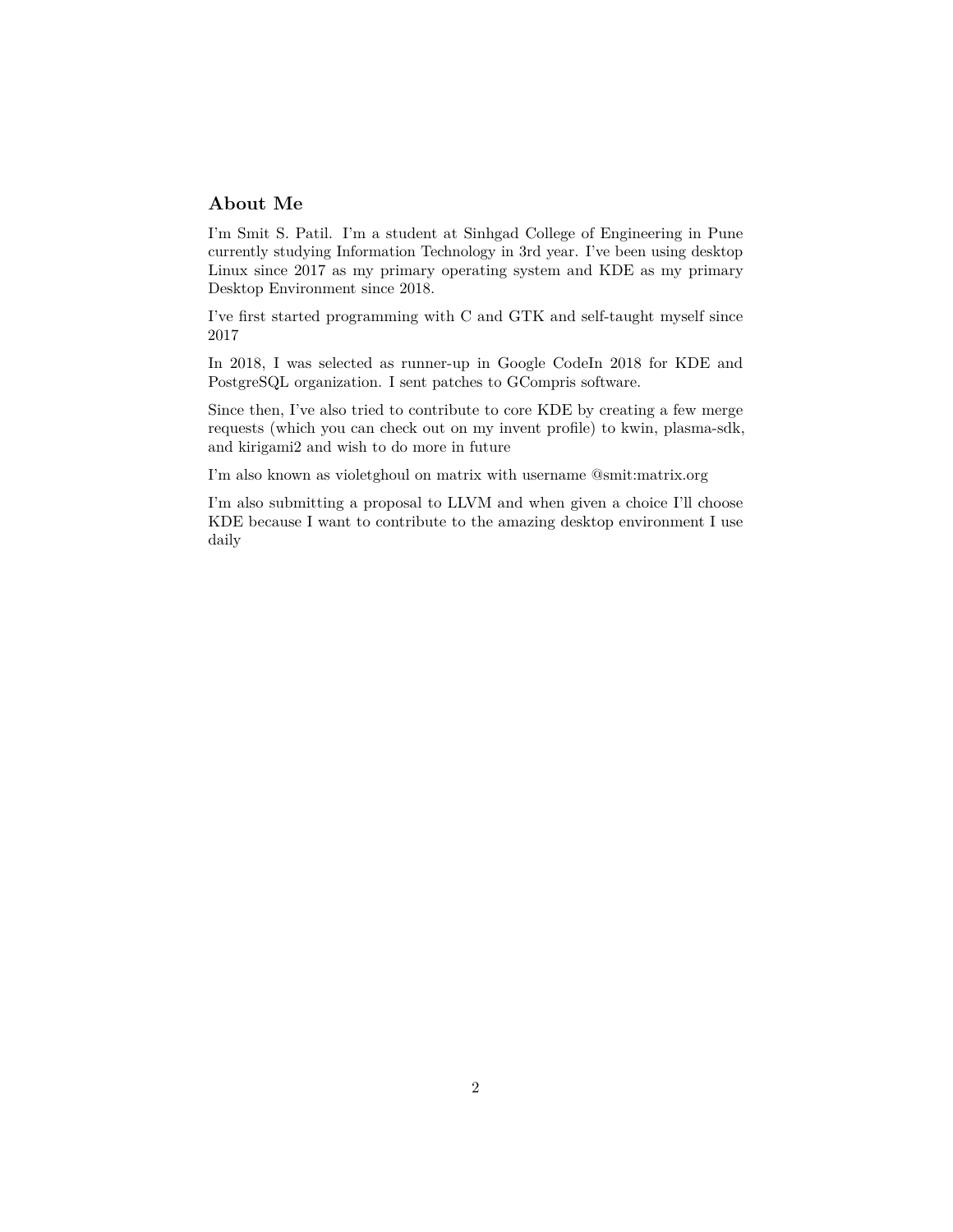## About Me

I'm Smit S. Patil. I'm a student at Sinhgad College of Engineering in Pune currently studying Information Technology in 3rd year. I've been using desktop Linux since 2017 as my primary operating system and KDE as my primary Desktop Environment since 2018.

I've first started programming with C and GTK and self-taught myself since 2017

In 2018, I was selected as runner-up in Google CodeIn 2018 for KDE and PostgreSQL organization. I sent patches to GCompris software.

Since then, I've also tried to contribute to core KDE by creating a few merge requests (which you can check out on my invent profile) to kwin, plasma-sdk, and kirigami2 and wish to do more in future

I'm also known as violetghoul on matrix with username @smit:matrix.org

I'm also submitting a proposal to LLVM and when given a choice I'll choose KDE because I want to contribute to the amazing desktop environment I use daily